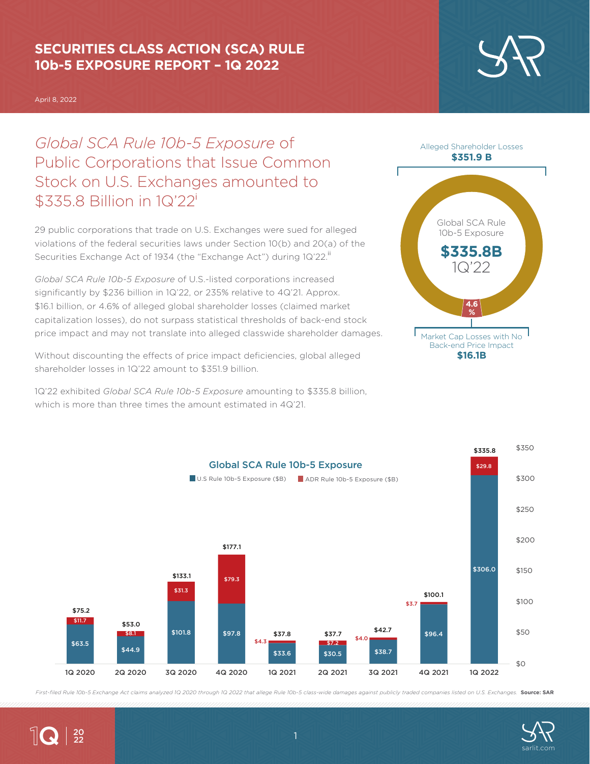# SECURITIES CLASS ACTION (SCA) RULE 10b-5 EXPOSURE REPORT – 1Q 2022

April 8, 2022

## *Global SCA Rule 10b-5 Exposure* of Public Corporations that Issue Common Stock on U.S. Exchanges amounted to $335.8 Billion in 1Q'22[i]

29 public corporations that trade on U.S. Exchanges were sued for alleged violations of the federal securities laws under Section 10(b) and 20(a) of the Securities Exchange Act of 1934 (the "Exchange Act") during 1Q'22.[ii]

*Global SCA Rule 10b-5 Exposure* of U.S.-listed corporations increased significantly by $236 billion in 1Q'22, or 235% relative to 4Q'21. Approx. $16.1 billion, or 4.6% of alleged global shareholder losses (claimed market capitalization losses), do not surpass statistical thresholds of back-end stock price impact and may not translate into alleged classwide shareholder damages.

Without discounting the effects of price impact deficiencies, global alleged shareholder losses in 1Q'22 amount to $351.9 billion.

1Q'22 exhibited *Global SCA Rule 10b-5 Exposure* amounting to $335.8 billion, which is more than three times the amount estimated in 4Q'21.

Alleged Shareholder Losses **$351.9 B**

Global SCA Rule 10b-5 Exposure **$335.8B** 1Q'22

4.6%

Market Cap Losses with No Back-end Price Impact **$16.1B**

### Global SCA Rule 10b-5 Exposure

| Quarter | U.S Rule 10b-5 Exposure ($B) | ADR Rule 10b-5 Exposure ($B) | Total ($B) |
| --- | --- | --- | --- |
| 1Q 2020 | $63.5 | $11.7 | $75.2 |
| 2Q 2020 | $44.9 | $8.1 | $53.0 |
| 3Q 2020 | $101.8 | $31.3 | $133.1 |
| 4Q 2020 | $97.8 | $79.3 | $177.1 |
| 1Q 2021 | $33.6 | $4.3 | $37.8 |
| 2Q 2021 | $30.5 | $7.2 | $37.7 |
| 3Q 2021 | $38.7 | $4.0 | $42.7 |
| 4Q 2021 | $96.4 | $3.7 | $100.1 |
| 1Q 2022 | $306.0 | $29.8 | $335.8 |

*First-filed Rule 10b-5 Exchange Act claims analyzed 1Q 2020 through 1Q 2022 that allege Rule 10b-5 class-wide damages against publicly traded companies listed on U.S. Exchanges.* **Source: SAR**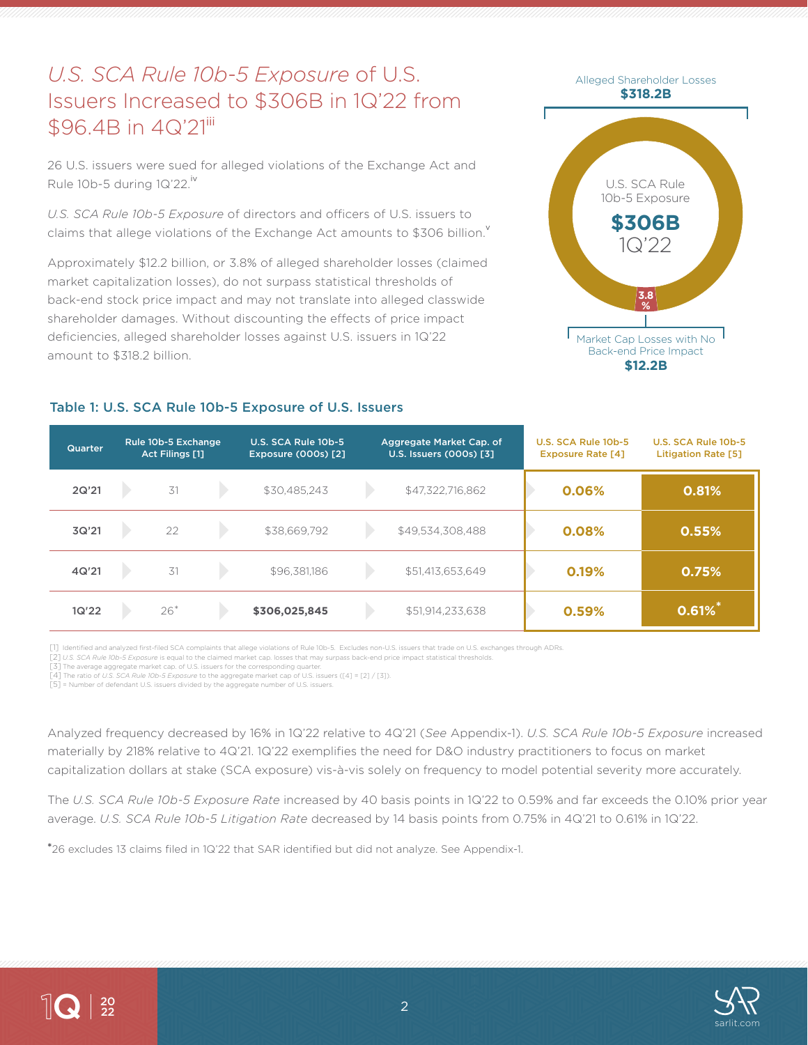# *U.S. SCA Rule 10b-5 Exposure* of U.S. Issuers Increased to $306B in 1Q'22 from $96.4B in 4Q'21[iii]

26 U.S. issuers were sued for alleged violations of the Exchange Act and Rule 10b-5 during 1Q'22.[iv]

*U.S. SCA Rule 10b-5 Exposure* of directors and officers of U.S. issuers to claims that allege violations of the Exchange Act amounts to $306 billion.[v]

Approximately $12.2 billion, or 3.8% of alleged shareholder losses (claimed market capitalization losses), do not surpass statistical thresholds of back-end stock price impact and may not translate into alleged classwide shareholder damages. Without discounting the effects of price impact deficiencies, alleged shareholder losses against U.S. issuers in 1Q'22 amount to $318.2 billion.

Alleged Shareholder Losses **$318.2B**

U.S. SCA Rule 10b-5 Exposure **$306B** 1Q'22

3.8%

Market Cap Losses with No Back-end Price Impact **$12.2B**

### Table 1: U.S. SCA Rule 10b-5 Exposure of U.S. Issuers

| Quarter | Rule 10b-5 Exchange Act Filings [1] | U.S. SCA Rule 10b-5 Exposure (000s) [2] | Aggregate Market Cap. of U.S. Issuers (000s) [3] | U.S. SCA Rule 10b-5 Exposure Rate [4] | U.S. SCA Rule 10b-5 Litigation Rate [5] |
|---|---|---|---|---|---|
| **2Q'21** | 31 | $30,485,243 | $47,322,716,862 | **0.06%** | **0.81%** |
| **3Q'21** | 22 | $38,669,792 | $49,534,308,488 | **0.08%** | **0.55%** |
| **4Q'21** | 31 | $96,381,186 | $51,413,653,649 | **0.19%** | **0.75%** |
| **1Q'22** | 26* | **$306,025,845** | $51,914,233,638 | **0.59%** | **0.61%*** |

[1] Identified and analyzed first-filed SCA complaints that allege violations of Rule 10b-5. Excludes non-U.S. issuers that trade on U.S. exchanges through ADRs.
[2] *U.S. SCA Rule 10b-5 Exposure* is equal to the claimed market cap. losses that may surpass back-end price impact statistical thresholds.
[3] The average aggregate market cap. of U.S. issuers for the corresponding quarter.
[4] The ratio of *U.S. SCA Rule 10b-5 Exposure* to the aggregate market cap of U.S. issuers ([4] = [2] / [3]).
[5] = Number of defendant U.S. issuers divided by the aggregate number of U.S. issuers.

Analyzed frequency decreased by 16% in 1Q'22 relative to 4Q'21 (*See* Appendix-1). *U.S. SCA Rule 10b-5 Exposure* increased materially by 218% relative to 4Q'21. 1Q'22 exemplifies the need for D&O industry practitioners to focus on market capitalization dollars at stake (SCA exposure) vis-à-vis solely on frequency to model potential severity more accurately.

The *U.S. SCA Rule 10b-5 Exposure Rate* increased by 40 basis points in 1Q'22 to 0.59% and far exceeds the 0.10% prior year average. *U.S. SCA Rule 10b-5 Litigation Rate* decreased by 14 basis points from 0.75% in 4Q'21 to 0.61% in 1Q'22.

*26 excludes 13 claims filed in 1Q'22 that SAR identified but did not analyze. See Appendix-1.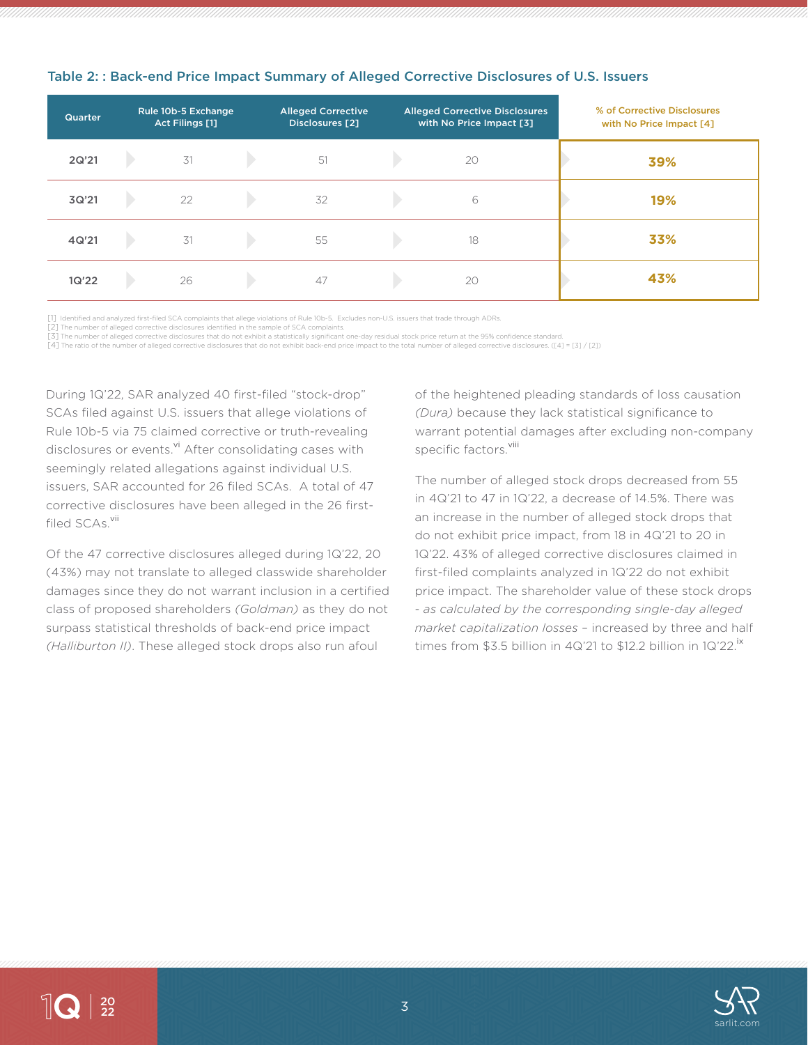### Table 2: : Back-end Price Impact Summary of Alleged Corrective Disclosures of U.S. Issuers

| Quarter | Rule 10b-5 Exchange Act Filings [1] | Alleged Corrective Disclosures [2] | Alleged Corrective Disclosures with No Price Impact [3] | % of Corrective Disclosures with No Price Impact [4] |
|---|---|---|---|---|
| 2Q'21 | 31 | 51 | 20 | **39%** |
| 3Q'21 | 22 | 32 | 6 | **19%** |
| 4Q'21 | 31 | 55 | 18 | **33%** |
| 1Q'22 | 26 | 47 | 20 | **43%** |

[1] Identified and analyzed first-filed SCA complaints that allege violations of Rule 10b-5. Excludes non-U.S. issuers that trade through ADRs.
[2] The number of alleged corrective disclosures identified in the sample of SCA complaints.
[3] The number of alleged corrective disclosures that do not exhibit a statistically significant one-day residual stock price return at the 95% confidence standard.
[4] The ratio of the number of alleged corrective disclosures that do not exhibit back-end price impact to the total number of alleged corrective disclosures. ([4] = [3] / [2])

During 1Q'22, SAR analyzed 40 first-filed "stock-drop" SCAs filed against U.S. issuers that allege violations of Rule 10b-5 via 75 claimed corrective or truth-revealing disclosures or events.[vi] After consolidating cases with seemingly related allegations against individual U.S. issuers, SAR accounted for 26 filed SCAs. A total of 47 corrective disclosures have been alleged in the 26 first-filed SCAs.[vii]

Of the 47 corrective disclosures alleged during 1Q'22, 20 (43%) may not translate to alleged classwide shareholder damages since they do not warrant inclusion in a certified class of proposed shareholders *(Goldman)* as they do not surpass statistical thresholds of back-end price impact *(Halliburton II)*. These alleged stock drops also run afoul of the heightened pleading standards of loss causation *(Dura)* because they lack statistical significance to warrant potential damages after excluding non-company specific factors.[viii]

The number of alleged stock drops decreased from 55 in 4Q'21 to 47 in 1Q'22, a decrease of 14.5%. There was an increase in the number of alleged stock drops that do not exhibit price impact, from 18 in 4Q'21 to 20 in 1Q'22. 43% of alleged corrective disclosures claimed in first-filed complaints analyzed in 1Q'22 do not exhibit price impact. The shareholder value of these stock drops - *as calculated by the corresponding single-day alleged market capitalization losses* – increased by three and half times from $3.5 billion in 4Q'21 to $12.2 billion in 1Q'22.[ix]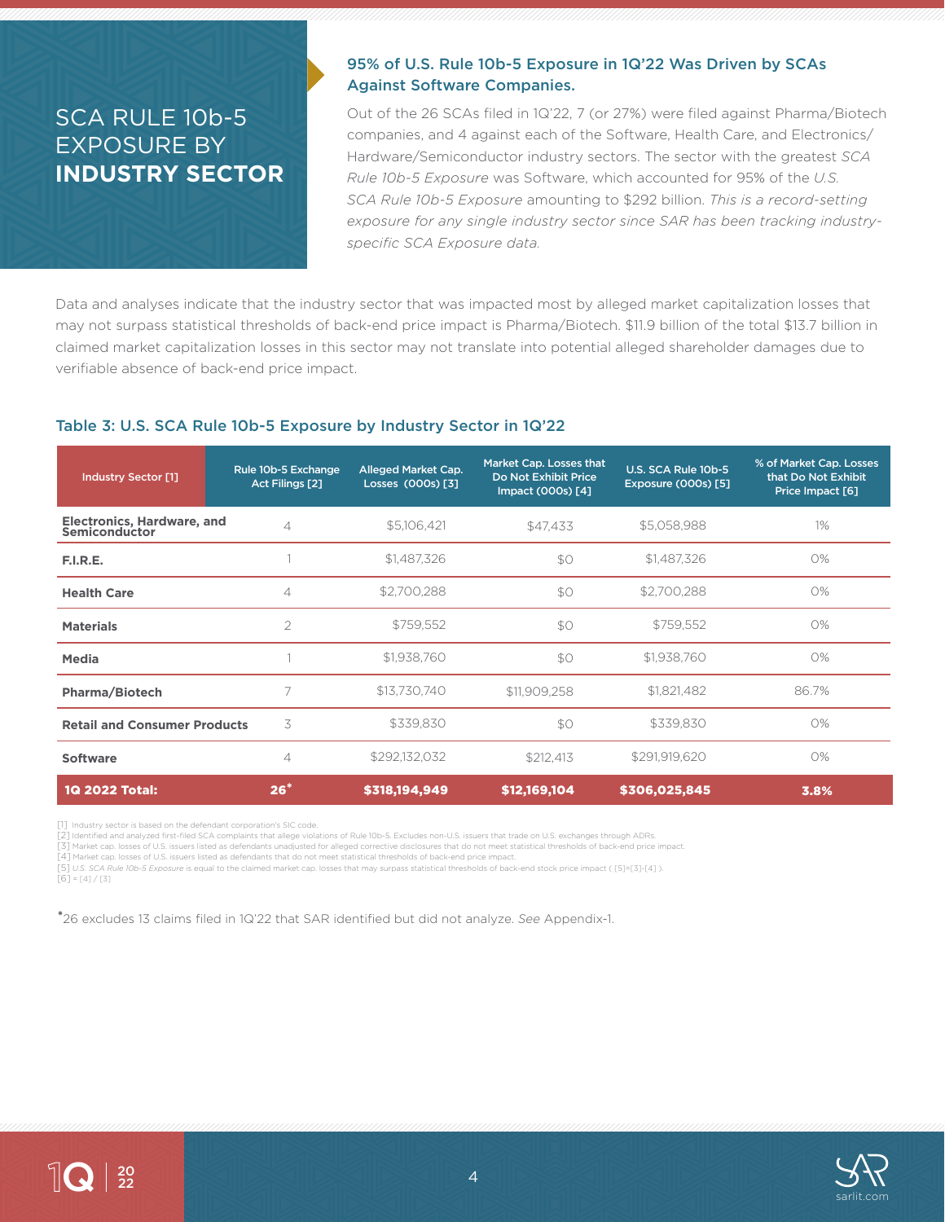# SCA RULE 10b-5 EXPOSURE BY **INDUSTRY SECTOR**

### 95% of U.S. Rule 10b-5 Exposure in 1Q'22 Was Driven by SCAs Against Software Companies.

Out of the 26 SCAs filed in 1Q'22, 7 (or 27%) were filed against Pharma/Biotech companies, and 4 against each of the Software, Health Care, and Electronics/Hardware/Semiconductor industry sectors. The sector with the greatest *SCA Rule 10b-5 Exposure* was Software, which accounted for 95% of the *U.S. SCA Rule 10b-5 Exposure* amounting to $292 billion. *This is a record-setting exposure for any single industry sector since SAR has been tracking industry-specific SCA Exposure data.*

Data and analyses indicate that the industry sector that was impacted most by alleged market capitalization losses that may not surpass statistical thresholds of back-end price impact is Pharma/Biotech. $11.9 billion of the total $13.7 billion in claimed market capitalization losses in this sector may not translate into potential alleged shareholder damages due to verifiable absence of back-end price impact.

### Table 3: U.S. SCA Rule 10b-5 Exposure by Industry Sector in 1Q'22

| Industry Sector [1] | Rule 10b-5 Exchange Act Filings [2] | Alleged Market Cap. Losses (000s) [3] | Market Cap. Losses that Do Not Exhibit Price Impact (000s) [4] | U.S. SCA Rule 10b-5 Exposure (000s) [5] | % of Market Cap. Losses that Do Not Exhibit Price Impact [6] |
|---|---|---|---|---|---|
| **Electronics, Hardware, and Semiconductor** | 4 | $5,106,421 | $47,433 | $5,058,988 | 1% |
| **F.I.R.E.** | 1 | $1,487,326 | $0 | $1,487,326 | 0% |
| **Health Care** | 4 | $2,700,288 | $0 | $2,700,288 | 0% |
| **Materials** | 2 | $759,552 | $0 | $759,552 | 0% |
| **Media** | 1 | $1,938,760 | $0 | $1,938,760 | 0% |
| **Pharma/Biotech** | 7 | $13,730,740 | $11,909,258 | $1,821,482 | 86.7% |
| **Retail and Consumer Products** | 3 | $339,830 | $0 | $339,830 | 0% |
| **Software** | 4 | $292,132,032 | $212,413 | $291,919,620 | 0% |
| **1Q 2022 Total:** | **26*** | **$318,194,949** | **$12,169,104** | **$306,025,845** | **3.8%** |

[1] Industry sector is based on the defendant corporation's SIC code.
[2] Identified and analyzed first-filed SCA complaints that allege violations of Rule 10b-5. Excludes non-U.S. issuers that trade on U.S. exchanges through ADRs.
[3] Market cap. losses of U.S. issuers listed as defendants unadjusted for alleged corrective disclosures that do not meet statistical thresholds of back-end price impact.
[4] Market cap. losses of U.S. issuers listed as defendants that do not meet statistical thresholds of back-end price impact.
[5] *U.S. SCA Rule 10b-5 Exposure* is equal to the claimed market cap. losses that may surpass statistical thresholds of back-end stock price impact ( [5]=[3]-[4] ).
[6] = [4] / [3]

*26 excludes 13 claims filed in 1Q'22 that SAR identified but did not analyze. *See* Appendix-1.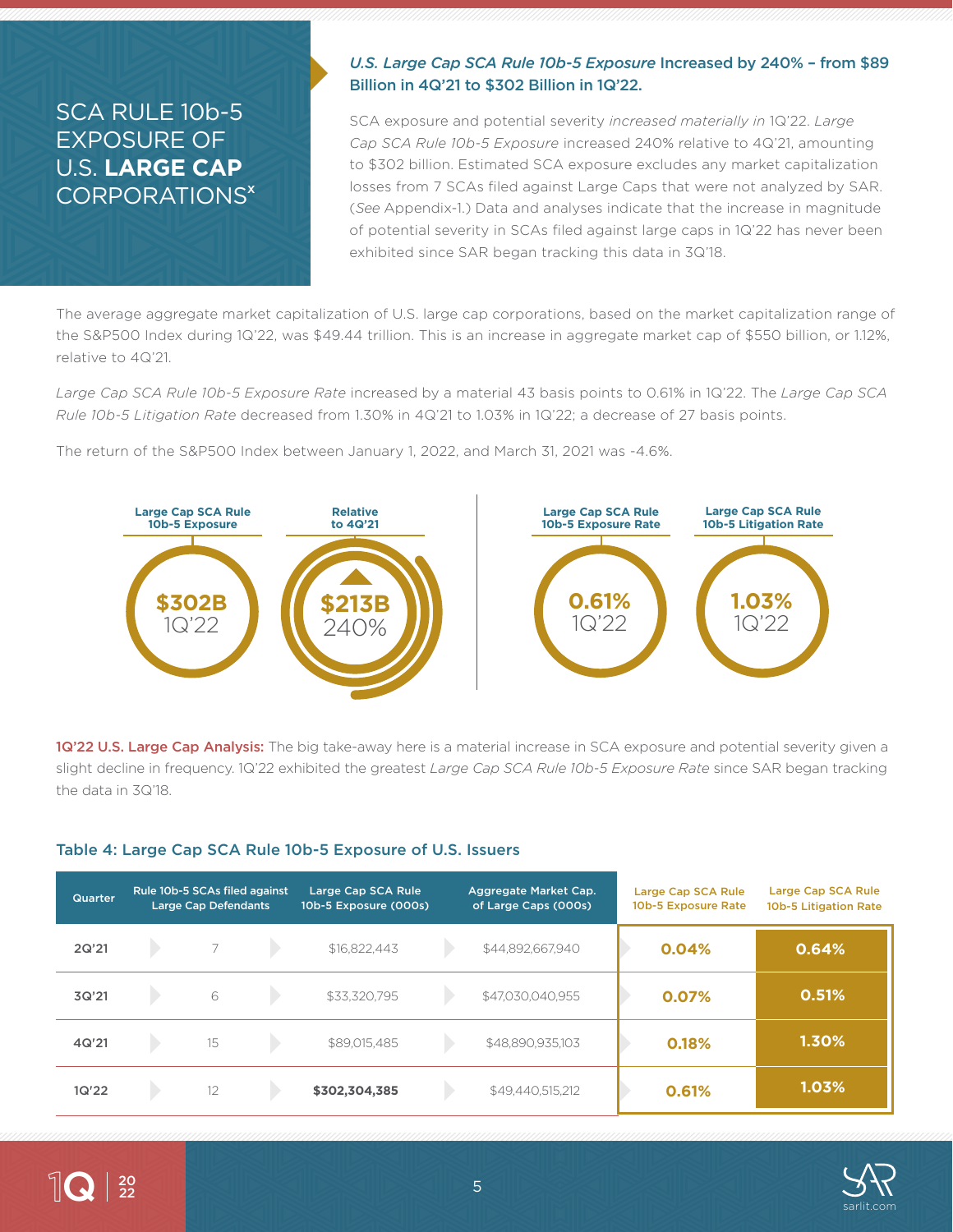# SCA RULE 10b-5 EXPOSURE OF U.S. **LARGE CAP** CORPORATIONS[x]

### *U.S. Large Cap SCA Rule 10b-5 Exposure* Increased by 240% – from $89 Billion in 4Q'21 to $302 Billion in 1Q'22.

SCA exposure and potential severity *increased materially in* 1Q'22. *Large Cap SCA Rule 10b-5 Exposure* increased 240% relative to 4Q'21, amounting to $302 billion. Estimated SCA exposure excludes any market capitalization losses from 7 SCAs filed against Large Caps that were not analyzed by SAR. (*See* Appendix-1.) Data and analyses indicate that the increase in magnitude of potential severity in SCAs filed against large caps in 1Q'22 has never been exhibited since SAR began tracking this data in 3Q'18.

The average aggregate market capitalization of U.S. large cap corporations, based on the market capitalization range of the S&P500 Index during 1Q'22, was $49.44 trillion. This is an increase in aggregate market cap of $550 billion, or 1.12%, relative to 4Q'21.

*Large Cap SCA Rule 10b-5 Exposure Rate* increased by a material 43 basis points to 0.61% in 1Q'22. The *Large Cap SCA Rule 10b-5 Litigation Rate* decreased from 1.30% in 4Q'21 to 1.03% in 1Q'22; a decrease of 27 basis points.

The return of the S&P500 Index between January 1, 2022, and March 31, 2021 was -4.6%.

| Large Cap SCA Rule 10b-5 Exposure | Relative to 4Q'21 | Large Cap SCA Rule 10b-5 Exposure Rate | Large Cap SCA Rule 10b-5 Litigation Rate |
|---|---|---|---|
| $302B 1Q'22 | $213B 240% | 0.61% 1Q'22 | 1.03% 1Q'22 |

**1Q'22 U.S. Large Cap Analysis:** The big take-away here is a material increase in SCA exposure and potential severity given a slight decline in frequency. 1Q'22 exhibited the greatest *Large Cap SCA Rule 10b-5 Exposure Rate* since SAR began tracking the data in 3Q'18.

### Table 4: Large Cap SCA Rule 10b-5 Exposure of U.S. Issuers

| Quarter | Rule 10b-5 SCAs filed against Large Cap Defendants | Large Cap SCA Rule 10b-5 Exposure (000s) | Aggregate Market Cap. of Large Caps (000s) | Large Cap SCA Rule 10b-5 Exposure Rate | Large Cap SCA Rule 10b-5 Litigation Rate |
|---|---|---|---|---|---|
| 2Q'21 | 7 | $16,822,443 | $44,892,667,940 | 0.04% | 0.64% |
| 3Q'21 | 6 | $33,320,795 | $47,030,040,955 | 0.07% | 0.51% |
| 4Q'21 | 15 | $89,015,485 | $48,890,935,103 | 0.18% | 1.30% |
| 1Q'22 | 12 | **$302,304,385** | $49,440,515,212 | 0.61% | 1.03% |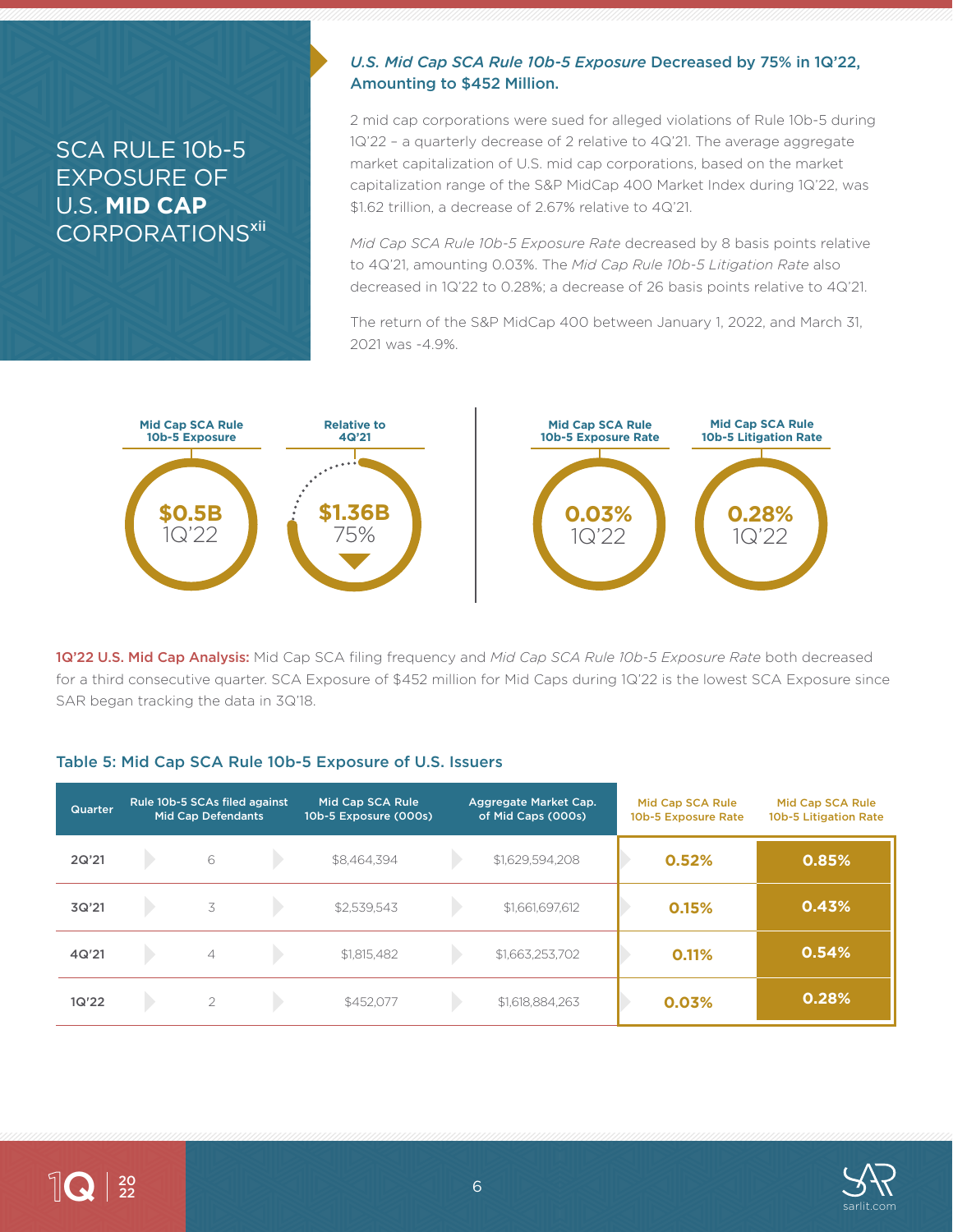# SCA RULE 10b-5 EXPOSURE OF U.S. **MID CAP** CORPORATIONS[xii]

### *U.S. Mid Cap SCA Rule 10b-5 Exposure* Decreased by 75% in 1Q'22, Amounting to $452 Million.

2 mid cap corporations were sued for alleged violations of Rule 10b-5 during 1Q'22 – a quarterly decrease of 2 relative to 4Q'21. The average aggregate market capitalization of U.S. mid cap corporations, based on the market capitalization range of the S&P MidCap 400 Market Index during 1Q'22, was $1.62 trillion, a decrease of 2.67% relative to 4Q'21.

*Mid Cap SCA Rule 10b-5 Exposure Rate* decreased by 8 basis points relative to 4Q'21, amounting 0.03%. The *Mid Cap Rule 10b-5 Litigation Rate* also decreased in 1Q'22 to 0.28%; a decrease of 26 basis points relative to 4Q'21.

The return of the S&P MidCap 400 between January 1, 2022, and March 31, 2021 was -4.9%.

| Mid Cap SCA Rule 10b-5 Exposure | Relative to 4Q'21 | Mid Cap SCA Rule 10b-5 Exposure Rate | Mid Cap SCA Rule 10b-5 Litigation Rate |
|---|---|---|---|
| $0.5B 1Q'22 | $1.36B 75% | 0.03% 1Q'22 | 0.28% 1Q'22 |

**1Q'22 U.S. Mid Cap Analysis:** Mid Cap SCA filing frequency and *Mid Cap SCA Rule 10b-5 Exposure Rate* both decreased for a third consecutive quarter. SCA Exposure of $452 million for Mid Caps during 1Q'22 is the lowest SCA Exposure since SAR began tracking the data in 3Q'18.

### Table 5: Mid Cap SCA Rule 10b-5 Exposure of U.S. Issuers

| Quarter | Rule 10b-5 SCAs filed against Mid Cap Defendants | Mid Cap SCA Rule 10b-5 Exposure (000s) | Aggregate Market Cap. of Mid Caps (000s) | Mid Cap SCA Rule 10b-5 Exposure Rate | Mid Cap SCA Rule 10b-5 Litigation Rate |
|---|---|---|---|---|---|
| 2Q'21 | 6 | $8,464,394 | $1,629,594,208 | 0.52% | 0.85% |
| 3Q'21 | 3 | $2,539,543 | $1,661,697,612 | 0.15% | 0.43% |
| 4Q'21 | 4 | $1,815,482 | $1,663,253,702 | 0.11% | 0.54% |
| 1Q'22 | 2 | $452,077 | $1,618,884,263 | 0.03% | 0.28% |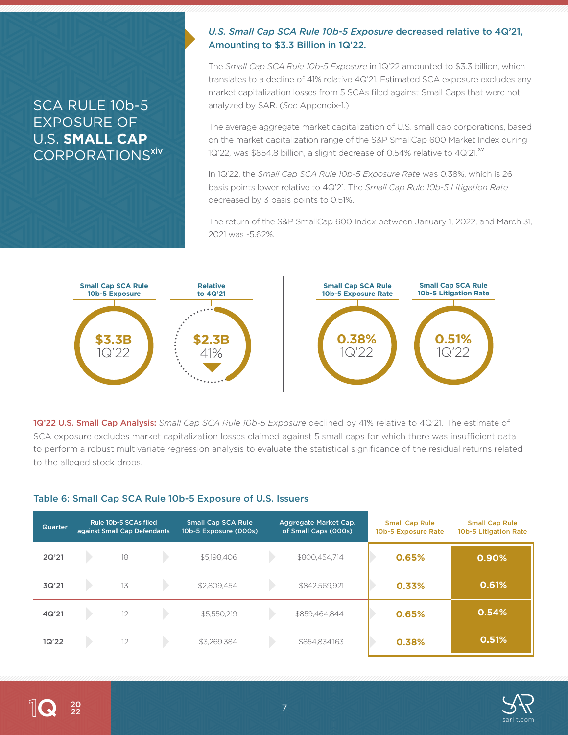# SCA RULE 10b-5 EXPOSURE OF U.S. **SMALL CAP** CORPORATIONS[xiv]

## *U.S. Small Cap SCA Rule 10b-5 Exposure* decreased relative to 4Q'21, Amounting to $3.3 Billion in 1Q'22.

The *Small Cap SCA Rule 10b-5 Exposure* in 1Q'22 amounted to $3.3 billion, which translates to a decline of 41% relative 4Q'21. Estimated SCA exposure excludes any market capitalization losses from 5 SCAs filed against Small Caps that were not analyzed by SAR. (*See* Appendix-1.)

The average aggregate market capitalization of U.S. small cap corporations, based on the market capitalization range of the S&P SmallCap 600 Market Index during 1Q'22, was $854.8 billion, a slight decrease of 0.54% relative to 4Q'21.[xv]

In 1Q'22, the *Small Cap SCA Rule 10b-5 Exposure Rate* was 0.38%, which is 26 basis points lower relative to 4Q'21. The *Small Cap Rule 10b-5 Litigation Rate* decreased by 3 basis points to 0.51%.

The return of the S&P SmallCap 600 Index between January 1, 2022, and March 31, 2021 was -5.62%.

| Small Cap SCA Rule 10b-5 Exposure | Relative to 4Q'21 | Small Cap SCA Rule 10b-5 Exposure Rate | Small Cap SCA Rule 10b-5 Litigation Rate |
|---|---|---|---|
| $3.3B 1Q'22 | $2.3B 41% ▼ | 0.38% 1Q'22 | 0.51% 1Q'22 |

**1Q'22 U.S. Small Cap Analysis:** *Small Cap SCA Rule 10b-5 Exposure* declined by 41% relative to 4Q'21. The estimate of SCA exposure excludes market capitalization losses claimed against 5 small caps for which there was insufficient data to perform a robust multivariate regression analysis to evaluate the statistical significance of the residual returns related to the alleged stock drops.

### Table 6: Small Cap SCA Rule 10b-5 Exposure of U.S. Issuers

| Quarter | Rule 10b-5 SCAs filed against Small Cap Defendants | Small Cap SCA Rule 10b-5 Exposure (000s) | Aggregate Market Cap. of Small Caps (000s) | Small Cap Rule 10b-5 Exposure Rate | Small Cap Rule 10b-5 Litigation Rate |
|---|---|---|---|---|---|
| 2Q'21 | 18 | $5,198,406 | $800,454,714 | 0.65% | 0.90% |
| 3Q'21 | 13 | $2,809,454 | $842,569,921 | 0.33% | 0.61% |
| 4Q'21 | 12 | $5,550,219 | $859,464,844 | 0.65% | 0.54% |
| 1Q'22 | 12 | $3,269,384 | $854,834,163 | 0.38% | 0.51% |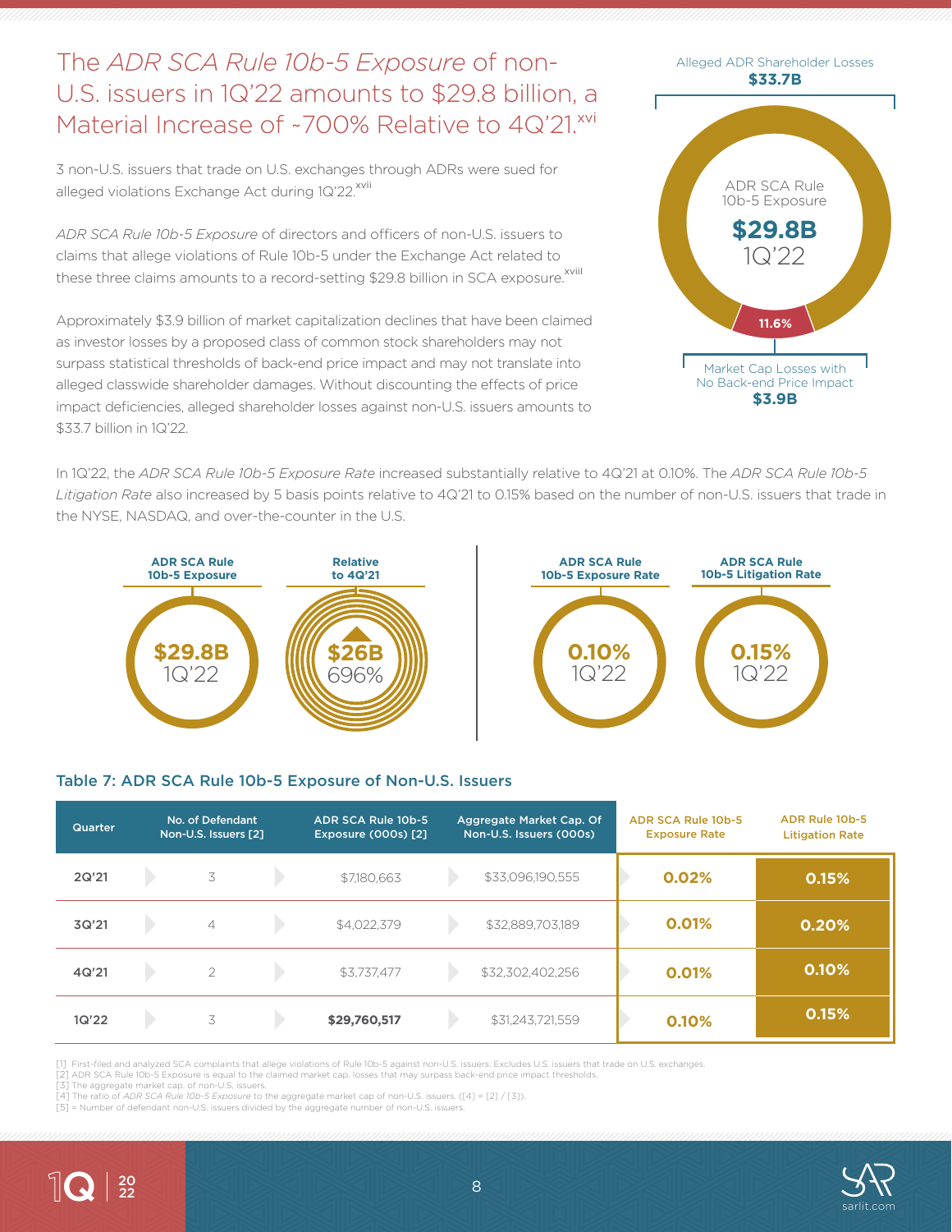# The *ADR SCA Rule 10b-5 Exposure* of non-U.S. issuers in 1Q'22 amounts to $29.8 billion, a Material Increase of ~700% Relative to 4Q'21.[xvi]

3 non-U.S. issuers that trade on U.S. exchanges through ADRs were sued for alleged violations Exchange Act during 1Q'22.[xvii]

*ADR SCA Rule 10b-5 Exposure* of directors and officers of non-U.S. issuers to claims that allege violations of Rule 10b-5 under the Exchange Act related to these three claims amounts to a record-setting $29.8 billion in SCA exposure.[xviii]

Approximately $3.9 billion of market capitalization declines that have been claimed as investor losses by a proposed class of common stock shareholders may not surpass statistical thresholds of back-end price impact and may not translate into alleged classwide shareholder damages. Without discounting the effects of price impact deficiencies, alleged shareholder losses against non-U.S. issuers amounts to $33.7 billion in 1Q'22.

Alleged ADR Shareholder Losses **$33.7B**

ADR SCA Rule 10b-5 Exposure **$29.8B** 1Q'22

11.6%

Market Cap Losses with No Back-end Price Impact **$3.9B**

In 1Q'22, the *ADR SCA Rule 10b-5 Exposure Rate* increased substantially relative to 4Q'21 at 0.10%. The *ADR SCA Rule 10b-5 Litigation Rate* also increased by 5 basis points relative to 4Q'21 to 0.15% based on the number of non-U.S. issuers that trade in the NYSE, NASDAQ, and over-the-counter in the U.S.

| ADR SCA Rule 10b-5 Exposure | Relative to 4Q'21 | ADR SCA Rule 10b-5 Exposure Rate | ADR SCA Rule 10b-5 Litigation Rate |
|---|---|---|---|
| **$29.8B** 1Q'22 | ▲ **$26B** 696% | **0.10%** 1Q'22 | **0.15%** 1Q'22 |

### Table 7: ADR SCA Rule 10b-5 Exposure of Non-U.S. Issuers

| Quarter | No. of Defendant Non-U.S. Issuers [2] | ADR SCA Rule 10b-5 Exposure (000s) [2] | Aggregate Market Cap. Of Non-U.S. Issuers (000s) | ADR SCA Rule 10b-5 Exposure Rate | ADR Rule 10b-5 Litigation Rate |
|---|---|---|---|---|---|
| 2Q'21 | 3 | $7,180,663 | $33,096,190,555 | 0.02% | 0.15% |
| 3Q'21 | 4 | $4,022,379 | $32,889,703,189 | 0.01% | 0.20% |
| 4Q'21 | 2 | $3,737,477 | $32,302,402,256 | 0.01% | 0.10% |
| 1Q'22 | 3 | **$29,760,517** | $31,243,721,559 | 0.10% | 0.15% |

[1] First-filed and analyzed SCA complaints that allege violations of Rule 10b-5 against non-U.S. issuers. Excludes U.S. issuers that trade on U.S. exchanges.
[2] ADR SCA Rule 10b-5 Exposure is equal to the claimed market cap. losses that may surpass back-end price impact thresholds.
[3] The aggregate market cap. of non-U.S. issuers.
[4] The ratio of *ADR SCA Rule 10b-5 Exposure* to the aggregate market cap of non-U.S. issuers. ([4] = [2] / [3]).
[5] = Number of defendant non-U.S. issuers divided by the aggregate number of non-U.S. issuers.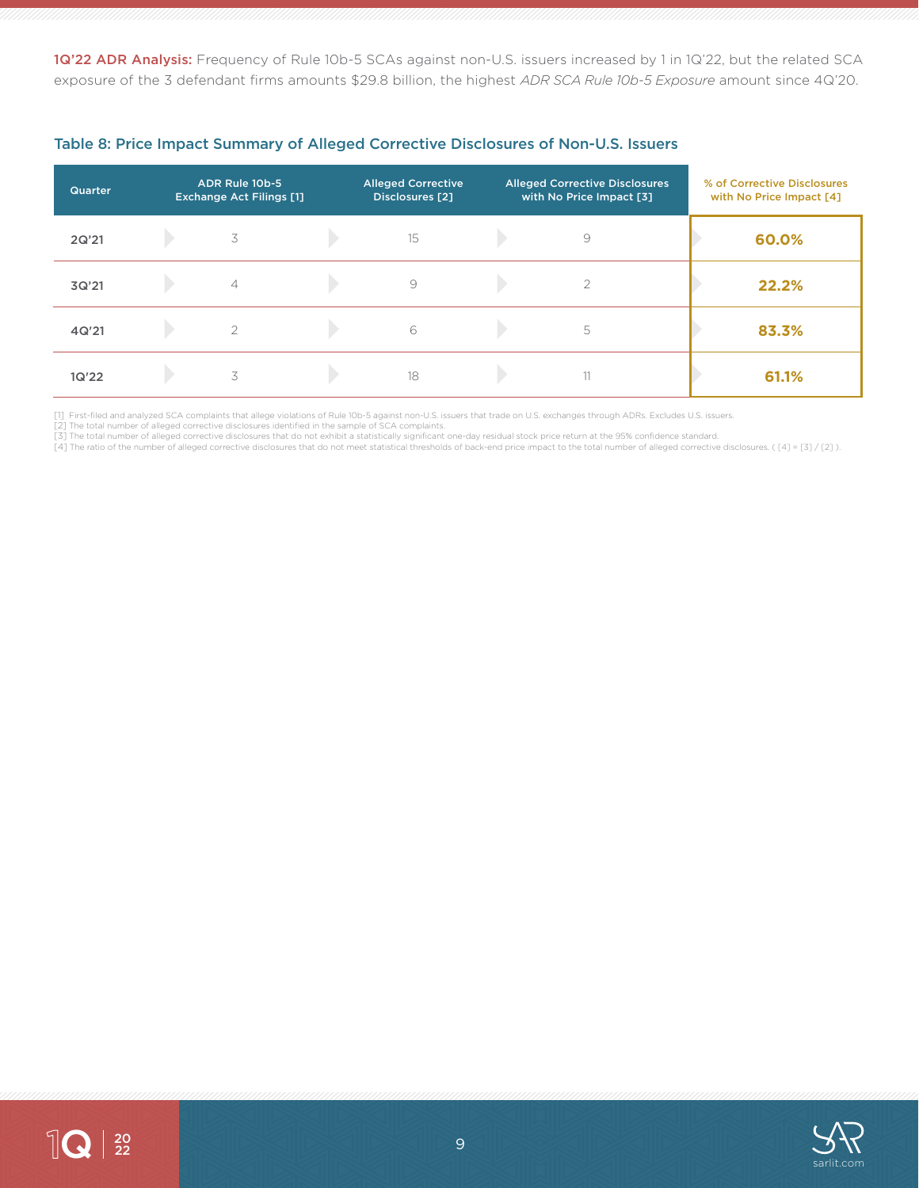**1Q'22 ADR Analysis:** Frequency of Rule 10b-5 SCAs against non-U.S. issuers increased by 1 in 1Q'22, but the related SCA exposure of the 3 defendant firms amounts $29.8 billion, the highest *ADR SCA Rule 10b-5 Exposure* amount since 4Q'20.

### Table 8: Price Impact Summary of Alleged Corrective Disclosures of Non-U.S. Issuers

| Quarter | ADR Rule 10b-5 Exchange Act Filings [1] | Alleged Corrective Disclosures [2] | Alleged Corrective Disclosures with No Price Impact [3] | % of Corrective Disclosures with No Price Impact [4] |
|---|---|---|---|---|
| 2Q'21 | 3 | 15 | 9 | **60.0%** |
| 3Q'21 | 4 | 9 | 2 | **22.2%** |
| 4Q'21 | 2 | 6 | 5 | **83.3%** |
| 1Q'22 | 3 | 18 | 11 | **61.1%** |

[1] First-filed and analyzed SCA complaints that allege violations of Rule 10b-5 against non-U.S. issuers that trade on U.S. exchanges through ADRs. Excludes U.S. issuers.
[2] The total number of alleged corrective disclosures identified in the sample of SCA complaints.
[3] The total number of alleged corrective disclosures that do not exhibit a statistically significant one-day residual stock price return at the 95% confidence standard.
[4] The ratio of the number of alleged corrective disclosures that do not meet statistical thresholds of back-end price impact to the total number of alleged corrective disclosures. ( [4] = [3] / [2] ).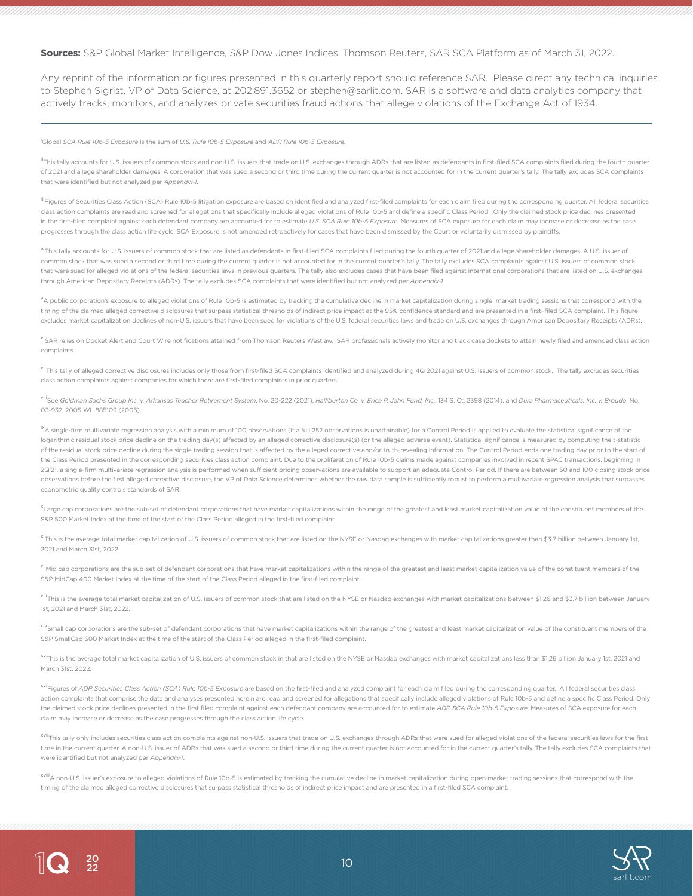**Sources:** S&P Global Market Intelligence, S&P Dow Jones Indices, Thomson Reuters, SAR SCA Platform as of March 31, 2022.

Any reprint of the information or figures presented in this quarterly report should reference SAR. Please direct any technical inquiries to Stephen Sigrist, VP of Data Science, at 202.891.3652 or stephen@sarlit.com. SAR is a software and data analytics company that actively tracks, monitors, and analyzes private securities fraud actions that allege violations of the Exchange Act of 1934.

---

[i] Global *SCA Rule 10b-5 Exposure* is the sum of *U.S. Rule 10b-5 Exposure* and *ADR Rule 10b-5 Exposure*.

[ii] This tally accounts for U.S. issuers of common stock and non-U.S. issuers that trade on U.S. exchanges through ADRs that are listed as defendants in first-filed SCA complaints filed during the fourth quarter of 2021 and allege shareholder damages. A corporation that was sued a second or third time during the current quarter is not accounted for in the current quarter's tally. The tally excludes SCA complaints that were identified but not analyzed per *Appendix-1*.

[iii] Figures of Securities Class Action (SCA) Rule 10b-5 litigation exposure are based on identified and analyzed first-filed complaints for each claim filed during the corresponding quarter. All federal securities class action complaints are read and screened for allegations that specifically include alleged violations of Rule 10b-5 and define a specific Class Period. Only the claimed stock price declines presented in the first-filed complaint against each defendant company are accounted for to estimate *U.S. SCA Rule 10b-5 Exposure*. Measures of SCA exposure for each claim may increase or decrease as the case progresses through the class action life cycle. SCA Exposure is not amended retroactively for cases that have been dismissed by the Court or voluntarily dismissed by plaintiffs.

[iv] This tally accounts for U.S. issuers of common stock that are listed as defendants in first-filed SCA complaints filed during the fourth quarter of 2021 and allege shareholder damages. A U.S. issuer of common stock that was sued a second or third time during the current quarter is not accounted for in the current quarter's tally. The tally excludes SCA complaints against U.S. issuers of common stock that were sued for alleged violations of the federal securities laws in previous quarters. The tally also excludes cases that have been filed against international corporations that are listed on U.S. exchanges through American Depositary Receipts (ADRs). The tally excludes SCA complaints that were identified but not analyzed per *Appendix-1*.

[v] A public corporation's exposure to alleged violations of Rule 10b-5 is estimated by tracking the cumulative decline in market capitalization during single market trading sessions that correspond with the timing of the claimed alleged corrective disclosures that surpass statistical thresholds of indirect price impact at the 95% confidence standard and are presented in a first-filed SCA complaint. This figure excludes market capitalization declines of non-U.S. issuers that have been sued for violations of the U.S. federal securities laws and trade on U.S. exchanges through American Depositary Receipts (ADRs).

[vi] SAR relies on Docket Alert and Court Wire notifications attained from Thomson Reuters Westlaw. SAR professionals actively monitor and track case dockets to attain newly filed and amended class action complaints.

[vii] This tally of alleged corrective disclosures includes only those from first-filed SCA complaints identified and analyzed during 4Q 2021 against U.S. issuers of common stock. The tally excludes securities class action complaints against companies for which there are first-filed complaints in prior quarters.

[viii] See *Goldman Sachs Group Inc. v. Arkansas Teacher Retirement System*, No. 20-222 (2021), *Halliburton Co. v. Erica P. John Fund, Inc.*, 134 S. Ct. 2398 (2014), and *Dura Pharmaceuticals, Inc. v. Broudo*, No. 03-932, 2005 WL 885109 (2005).

[ix] A single-firm multivariate regression analysis with a minimum of 100 observations (if a full 252 observations is unattainable) for a Control Period is applied to evaluate the statistical significance of the logarithmic residual stock price decline on the trading day(s) affected by an alleged corrective disclosure(s) (or the alleged adverse event). Statistical significance is measured by computing the t-statistic of the residual stock price decline during the single trading session that is affected by the alleged corrective and/or truth-revealing information. The Control Period ends one trading day prior to the start of the Class Period presented in the corresponding securities class action complaint. Due to the proliferation of Rule 10b-5 claims made against companies involved in recent SPAC transactions, beginning in 2Q'21, a single-firm multivariate regression analysis is performed when sufficient pricing observations are available to support an adequate Control Period. If there are between 50 and 100 closing stock price observations before the first alleged corrective disclosure, the VP of Data Science determines whether the raw data sample is sufficiently robust to perform a multivariate regression analysis that surpasses econometric quality controls standards of SAR.

[x] Large cap corporations are the sub-set of defendant corporations that have market capitalizations within the range of the greatest and least market capitalization value of the constituent members of the S&P 500 Market Index at the time of the start of the Class Period alleged in the first-filed complaint.

[xi] This is the average total market capitalization of U.S. issuers of common stock that are listed on the NYSE or Nasdaq exchanges with market capitalizations greater than $3.7 billion between January 1st, 2021 and March 31st, 2022.

[xii] Mid cap corporations are the sub-set of defendant corporations that have market capitalizations within the range of the greatest and least market capitalization value of the constituent members of the S&P MidCap 400 Market Index at the time of the start of the Class Period alleged in the first-filed complaint.

[xiii] This is the average total market capitalization of U.S. issuers of common stock that are listed on the NYSE or Nasdaq exchanges with market capitalizations between $1.26 and $3.7 billion between January 1st, 2021 and March 31st, 2022.

[xiv] Small cap corporations are the sub-set of defendant corporations that have market capitalizations within the range of the greatest and least market capitalization value of the constituent members of the S&P SmallCap 600 Market Index at the time of the start of the Class Period alleged in the first-filed complaint.

[xv] This is the average total market capitalization of U.S. issuers of common stock in that are listed on the NYSE or Nasdaq exchanges with market capitalizations less than $1.26 billion January 1st, 2021 and March 31st, 2022.

[xvi] Figures of *ADR Securities Class Action (SCA) Rule 10b-5 Exposure* are based on the first-filed and analyzed complaint for each claim filed during the corresponding quarter. All federal securities class action complaints that comprise the data and analyses presented herein are read and screened for allegations that specifically include alleged violations of Rule 10b-5 and define a specific Class Period. Only the claimed stock price declines presented in the first filed complaint against each defendant company are accounted for to estimate *ADR SCA Rule 10b-5 Exposure*. Measures of SCA exposure for each claim may increase or decrease as the case progresses through the class action life cycle.

[xvii] This tally only includes securities class action complaints against non-U.S. issuers that trade on U.S. exchanges through ADRs that were sued for alleged violations of the federal securities laws for the first time in the current quarter. A non-U.S. issuer of ADRs that was sued a second or third time during the current quarter is not accounted for in the current quarter's tally. The tally excludes SCA complaints that were identified but not analyzed per *Appendix-1*.

[xviii] A non-U.S. issuer's exposure to alleged violations of Rule 10b-5 is estimated by tracking the cumulative decline in market capitalization during open market trading sessions that correspond with the timing of the claimed alleged corrective disclosures that surpass statistical thresholds of indirect price impact and are presented in a first-filed SCA complaint.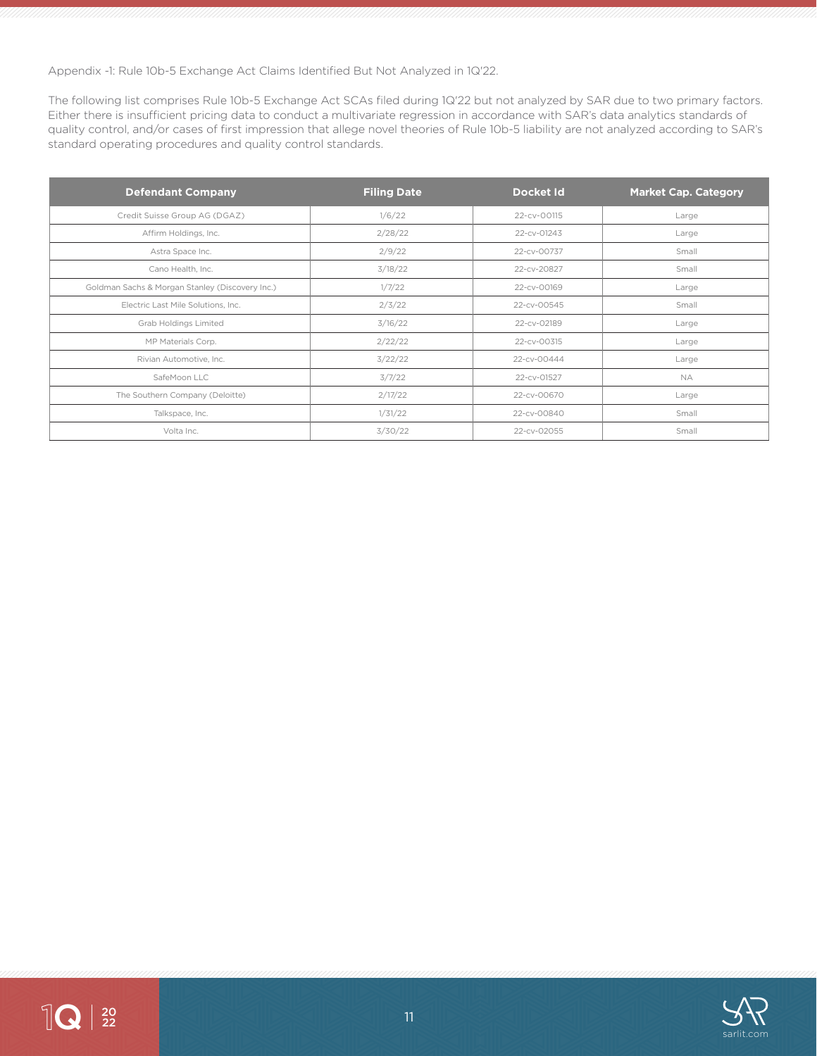Appendix -1: Rule 10b-5 Exchange Act Claims Identified But Not Analyzed in 1Q'22.

The following list comprises Rule 10b-5 Exchange Act SCAs filed during 1Q'22 but not analyzed by SAR due to two primary factors. Either there is insufficient pricing data to conduct a multivariate regression in accordance with SAR's data analytics standards of quality control, and/or cases of first impression that allege novel theories of Rule 10b-5 liability are not analyzed according to SAR's standard operating procedures and quality control standards.

| Defendant Company | Filing Date | Docket Id | Market Cap. Category |
|---|---|---|---|
| Credit Suisse Group AG (DGAZ) | 1/6/22 | 22-cv-00115 | Large |
| Affirm Holdings, Inc. | 2/28/22 | 22-cv-01243 | Large |
| Astra Space Inc. | 2/9/22 | 22-cv-00737 | Small |
| Cano Health, Inc. | 3/18/22 | 22-cv-20827 | Small |
| Goldman Sachs & Morgan Stanley (Discovery Inc.) | 1/7/22 | 22-cv-00169 | Large |
| Electric Last Mile Solutions, Inc. | 2/3/22 | 22-cv-00545 | Small |
| Grab Holdings Limited | 3/16/22 | 22-cv-02189 | Large |
| MP Materials Corp. | 2/22/22 | 22-cv-00315 | Large |
| Rivian Automotive, Inc. | 3/22/22 | 22-cv-00444 | Large |
| SafeMoon LLC | 3/7/22 | 22-cv-01527 | NA |
| The Southern Company (Deloitte) | 2/17/22 | 22-cv-00670 | Large |
| Talkspace, Inc. | 1/31/22 | 22-cv-00840 | Small |
| Volta Inc. | 3/30/22 | 22-cv-02055 | Small |